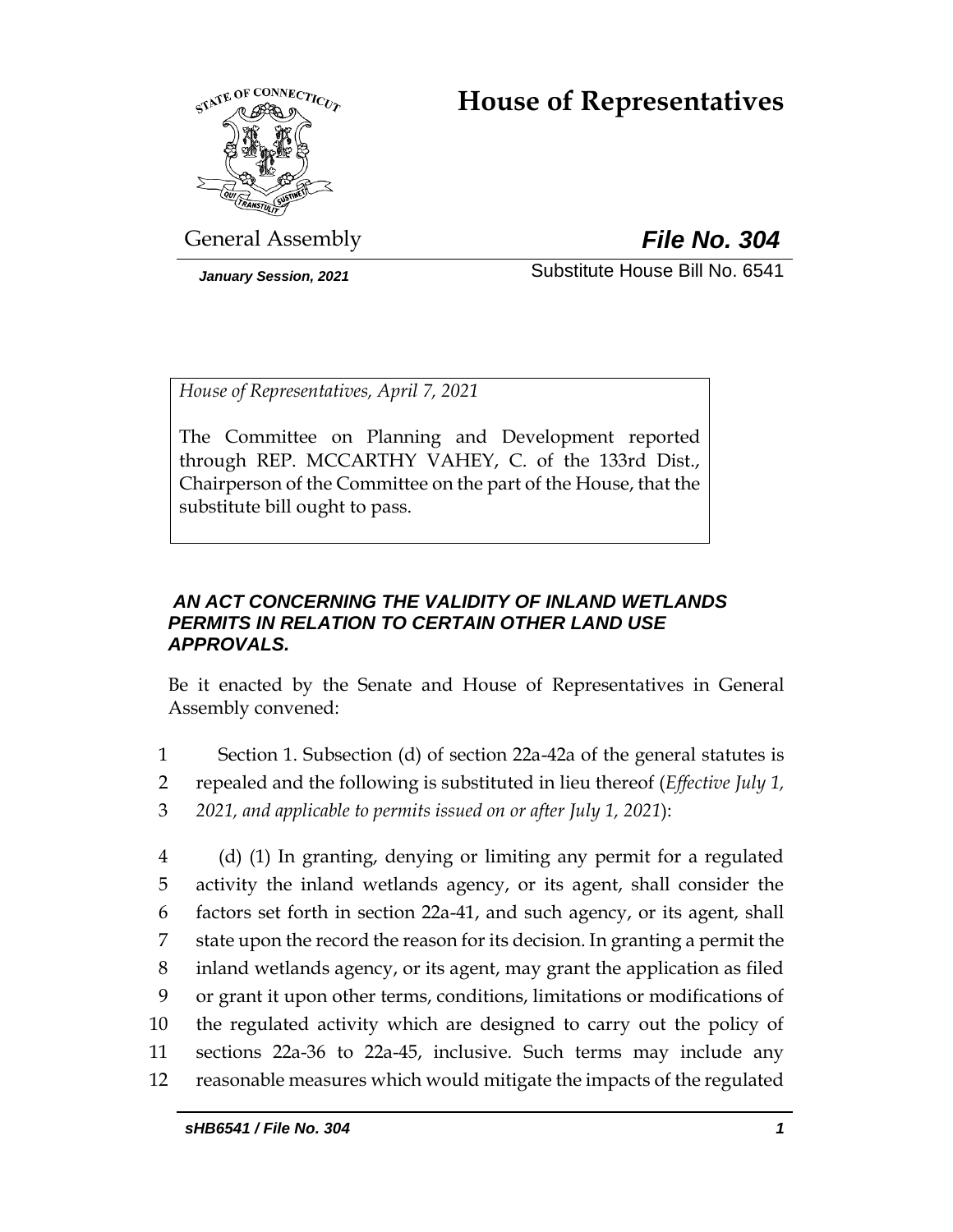# House of Representatives

General Assembly **File No. 304**

*January Session, 2021* Substitute House Bill No. 6541

*House of Representatives, April 7, 2021*

The Committee on Planning and Development reported through REP. MCCARTHY VAHEY, C. of the 133rd Dist., Chairperson of the Committee on the part of the House, that the substitute bill ought to pass.

***AN ACT CONCERNING THE VALIDITY OF INLAND WETLANDS PERMITS IN RELATION TO CERTAIN OTHER LAND USE APPROVALS.***

Be it enacted by the Senate and House of Representatives in General Assembly convened:

1 Section 1. Subsection (d) of section 22a-42a of the general statutes is
2 repealed and the following is substituted in lieu thereof (*Effective July 1,*
3 *2021, and applicable to permits issued on or after July 1, 2021*):

4 (d) (1) In granting, denying or limiting any permit for a regulated
5 activity the inland wetlands agency, or its agent, shall consider the
6 factors set forth in section 22a-41, and such agency, or its agent, shall
7 state upon the record the reason for its decision. In granting a permit the
8 inland wetlands agency, or its agent, may grant the application as filed
9 or grant it upon other terms, conditions, limitations or modifications of
10 the regulated activity which are designed to carry out the policy of
11 sections 22a-36 to 22a-45, inclusive. Such terms may include any
12 reasonable measures which would mitigate the impacts of the regulated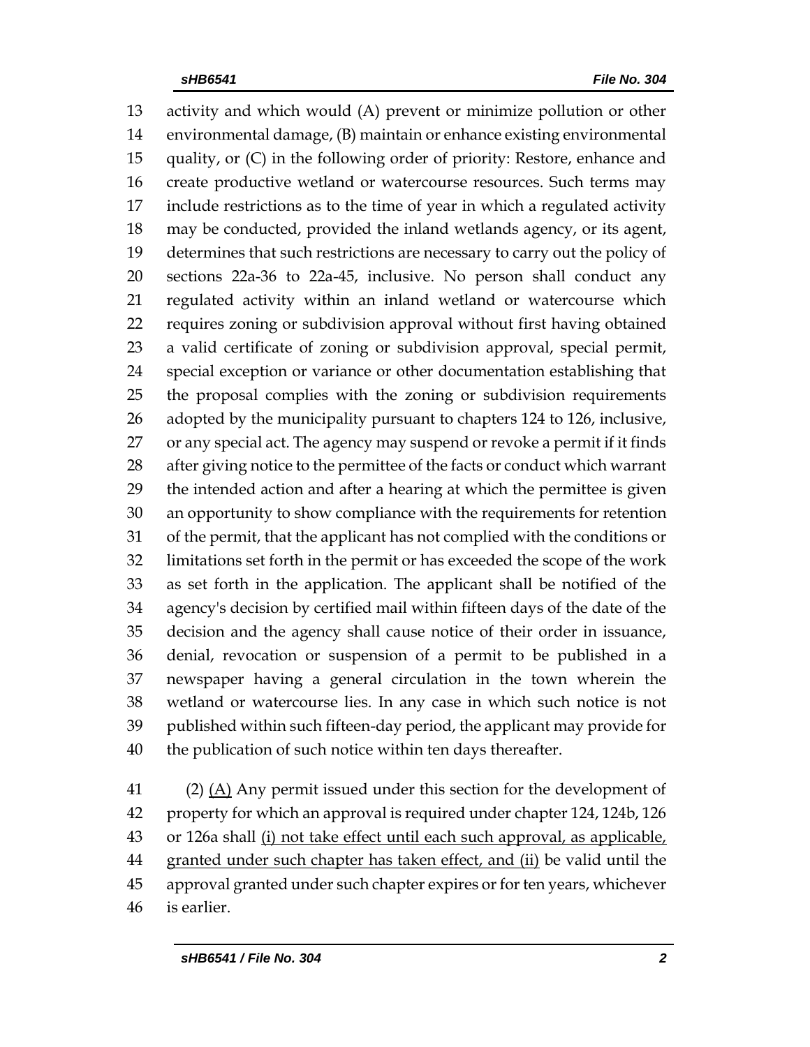activity and which would (A) prevent or minimize pollution or other environmental damage, (B) maintain or enhance existing environmental quality, or (C) in the following order of priority: Restore, enhance and create productive wetland or watercourse resources. Such terms may include restrictions as to the time of year in which a regulated activity may be conducted, provided the inland wetlands agency, or its agent, determines that such restrictions are necessary to carry out the policy of sections 22a-36 to 22a-45, inclusive. No person shall conduct any regulated activity within an inland wetland or watercourse which requires zoning or subdivision approval without first having obtained a valid certificate of zoning or subdivision approval, special permit, special exception or variance or other documentation establishing that the proposal complies with the zoning or subdivision requirements adopted by the municipality pursuant to chapters 124 to 126, inclusive, or any special act. The agency may suspend or revoke a permit if it finds after giving notice to the permittee of the facts or conduct which warrant the intended action and after a hearing at which the permittee is given an opportunity to show compliance with the requirements for retention of the permit, that the applicant has not complied with the conditions or limitations set forth in the permit or has exceeded the scope of the work as set forth in the application. The applicant shall be notified of the agency's decision by certified mail within fifteen days of the date of the decision and the agency shall cause notice of their order in issuance, denial, revocation or suspension of a permit to be published in a newspaper having a general circulation in the town wherein the wetland or watercourse lies. In any case in which such notice is not published within such fifteen-day period, the applicant may provide for the publication of such notice within ten days thereafter.

(2) <u>(A)</u> Any permit issued under this section for the development of property for which an approval is required under chapter 124, 124b, 126 or 126a shall <u>(i) not take effect until each such approval, as applicable, granted under such chapter has taken effect, and (ii)</u> be valid until the approval granted under such chapter expires or for ten years, whichever is earlier.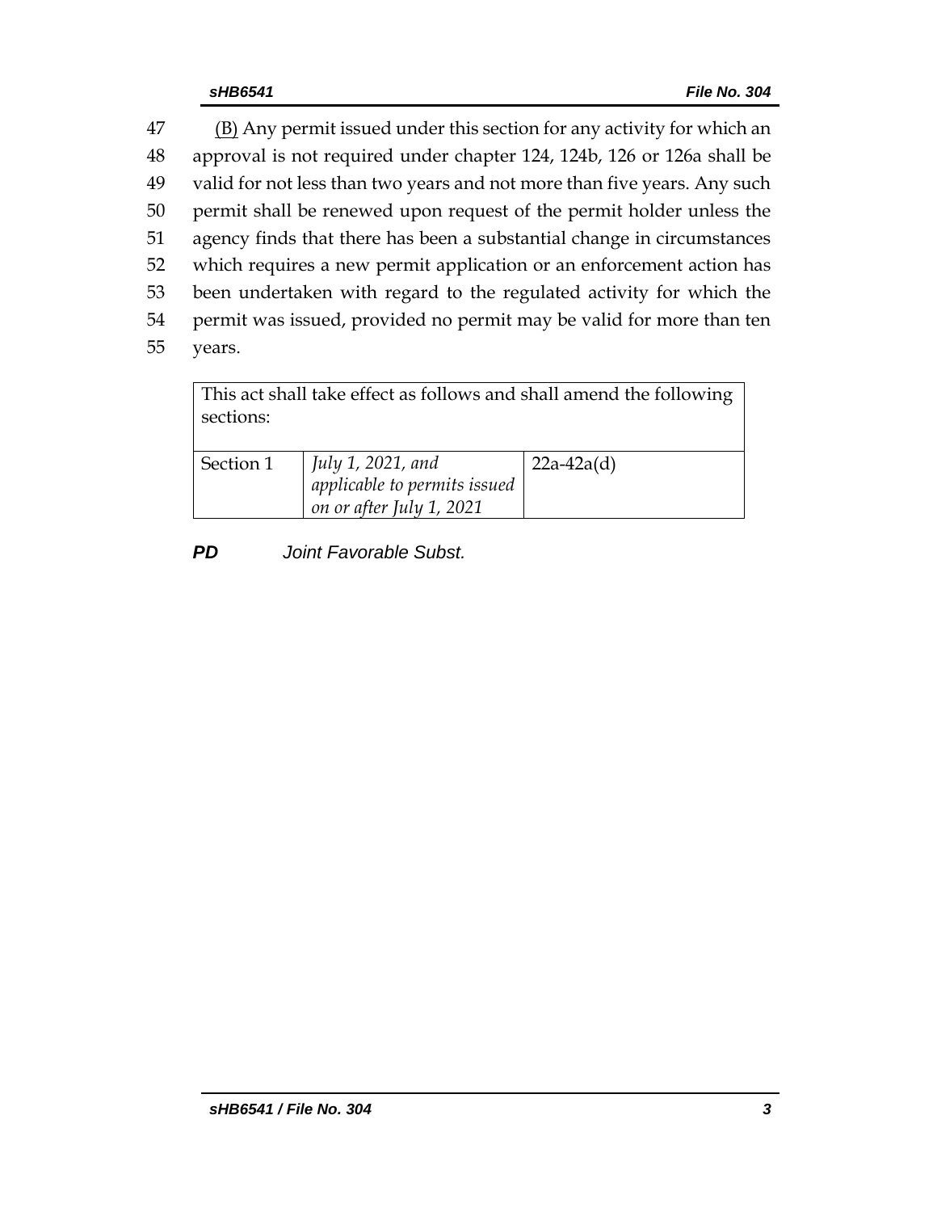47 (B) Any permit issued under this section for any activity for which an
48 approval is not required under chapter 124, 124b, 126 or 126a shall be
49 valid for not less than two years and not more than five years. Any such
50 permit shall be renewed upon request of the permit holder unless the
51 agency finds that there has been a substantial change in circumstances
52 which requires a new permit application or an enforcement action has
53 been undertaken with regard to the regulated activity for which the
54 permit was issued, provided no permit may be valid for more than ten
55 years.

| This act shall take effect as follows and shall amend the following sections: | | |
|---|---|---|
| Section 1 | *July 1, 2021, and applicable to permits issued on or after July 1, 2021* | 22a-42a(d) |

***PD*** *Joint Favorable Subst.*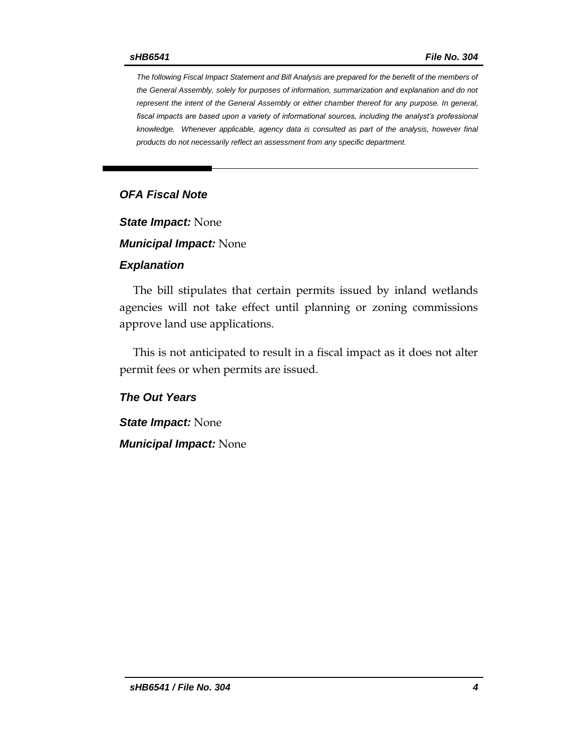*The following Fiscal Impact Statement and Bill Analysis are prepared for the benefit of the members of the General Assembly, solely for purposes of information, summarization and explanation and do not represent the intent of the General Assembly or either chamber thereof for any purpose. In general, fiscal impacts are based upon a variety of informational sources, including the analyst's professional knowledge. Whenever applicable, agency data is consulted as part of the analysis, however final products do not necessarily reflect an assessment from any specific department.*

---

## OFA Fiscal Note

***State Impact:*** None

***Municipal Impact:*** None

### Explanation

The bill stipulates that certain permits issued by inland wetlands agencies will not take effect until planning or zoning commissions approve land use applications.

This is not anticipated to result in a fiscal impact as it does not alter permit fees or when permits are issued.

### The Out Years

***State Impact:*** None

***Municipal Impact:*** None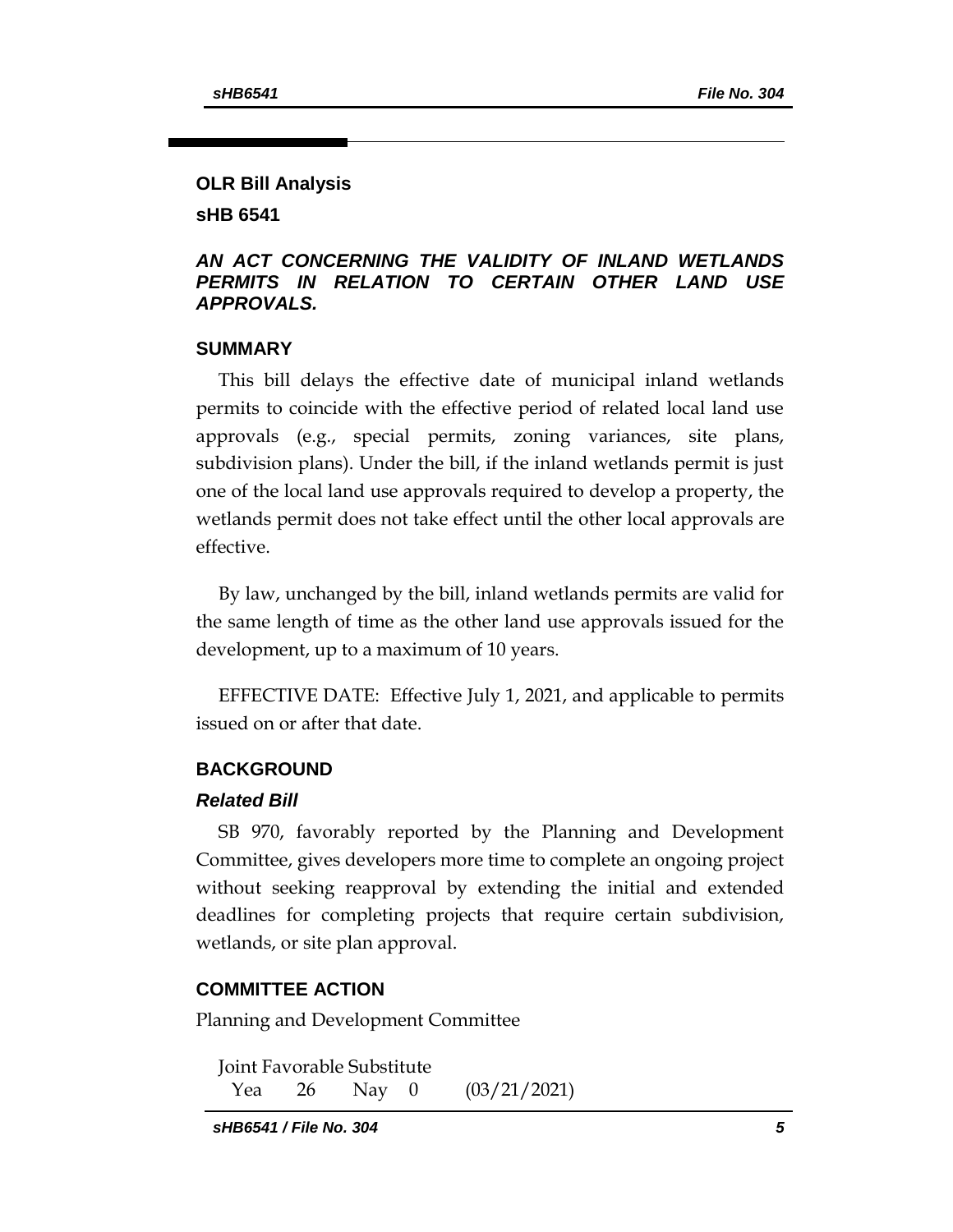**OLR Bill Analysis**

**sHB 6541**

***AN ACT CONCERNING THE VALIDITY OF INLAND WETLANDS PERMITS IN RELATION TO CERTAIN OTHER LAND USE APPROVALS.***

## SUMMARY

This bill delays the effective date of municipal inland wetlands permits to coincide with the effective period of related local land use approvals (e.g., special permits, zoning variances, site plans, subdivision plans). Under the bill, if the inland wetlands permit is just one of the local land use approvals required to develop a property, the wetlands permit does not take effect until the other local approvals are effective.

By law, unchanged by the bill, inland wetlands permits are valid for the same length of time as the other land use approvals issued for the development, up to a maximum of 10 years.

EFFECTIVE DATE: Effective July 1, 2021, and applicable to permits issued on or after that date.

## BACKGROUND

### *Related Bill*

SB 970, favorably reported by the Planning and Development Committee, gives developers more time to complete an ongoing project without seeking reapproval by extending the initial and extended deadlines for completing projects that require certain subdivision, wetlands, or site plan approval.

## COMMITTEE ACTION

Planning and Development Committee

| | | | | |
|---|---|---|---|---|
| Joint Favorable Substitute | | | | |
| Yea | 26 | Nay | 0 | (03/21/2021) |